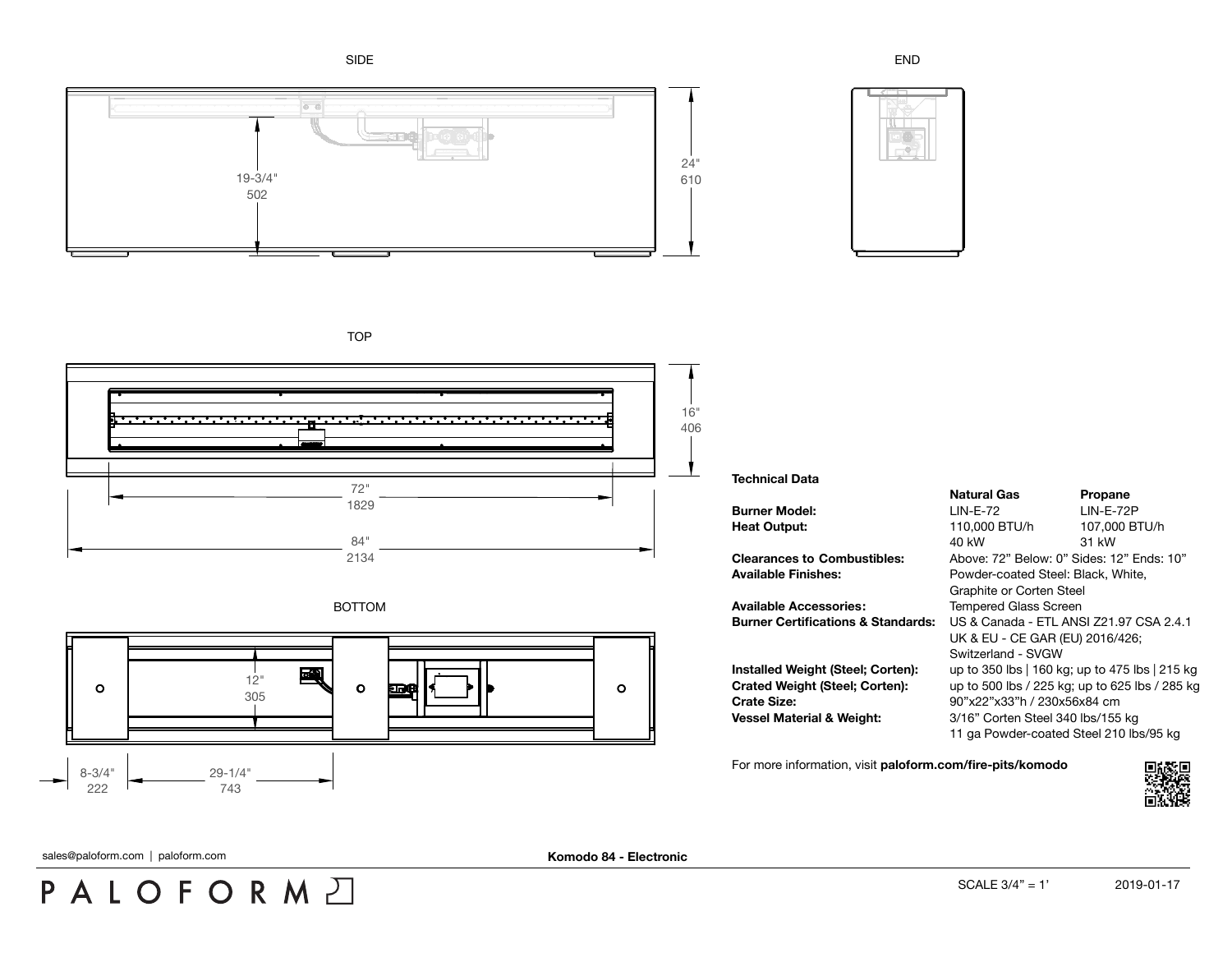SIDE

19-3/4"
502

24"
610

END

TOP

16"
406

72"
1829

84"
2134

BOTTOM

12"
305

8-3/4"
222

29-1/4"
743

**Technical Data**

| | Natural Gas | Propane |
|---|---|---|
| **Burner Model:** | LIN-E-72 | LIN-E-72P |
| **Heat Output:** | 110,000 BTU/h<br>40 kW | 107,000 BTU/h<br>31 kW |
| **Clearances to Combustibles:** | Above: 72" Below: 0" Sides: 12" Ends: 10" | |
| **Available Finishes:** | Powder-coated Steel: Black, White, Graphite or Corten Steel | |
| **Available Accessories:** | Tempered Glass Screen | |
| **Burner Certifications & Standards:** | US & Canada - ETL ANSI Z21.97 CSA 2.4.1<br>UK & EU - CE GAR (EU) 2016/426;<br>Switzerland - SVGW | |
| **Installed Weight (Steel; Corten):** | up to 350 lbs \| 160 kg; up to 475 lbs \| 215 kg | |
| **Crated Weight (Steel; Corten):** | up to 500 lbs / 225 kg; up to 625 lbs / 285 kg | |
| **Crate Size:** | 90"x22"x33"h / 230x56x84 cm | |
| **Vessel Material & Weight:** | 3/16" Corten Steel 340 lbs/155 kg<br>11 ga Powder-coated Steel 210 lbs/95 kg | |

For more information, visit **paloform.com/fire-pits/komodo**

sales@paloform.com | paloform.com

**Komodo 84 - Electronic**

PALOFORM

SCALE 3/4" = 1'

2019-01-17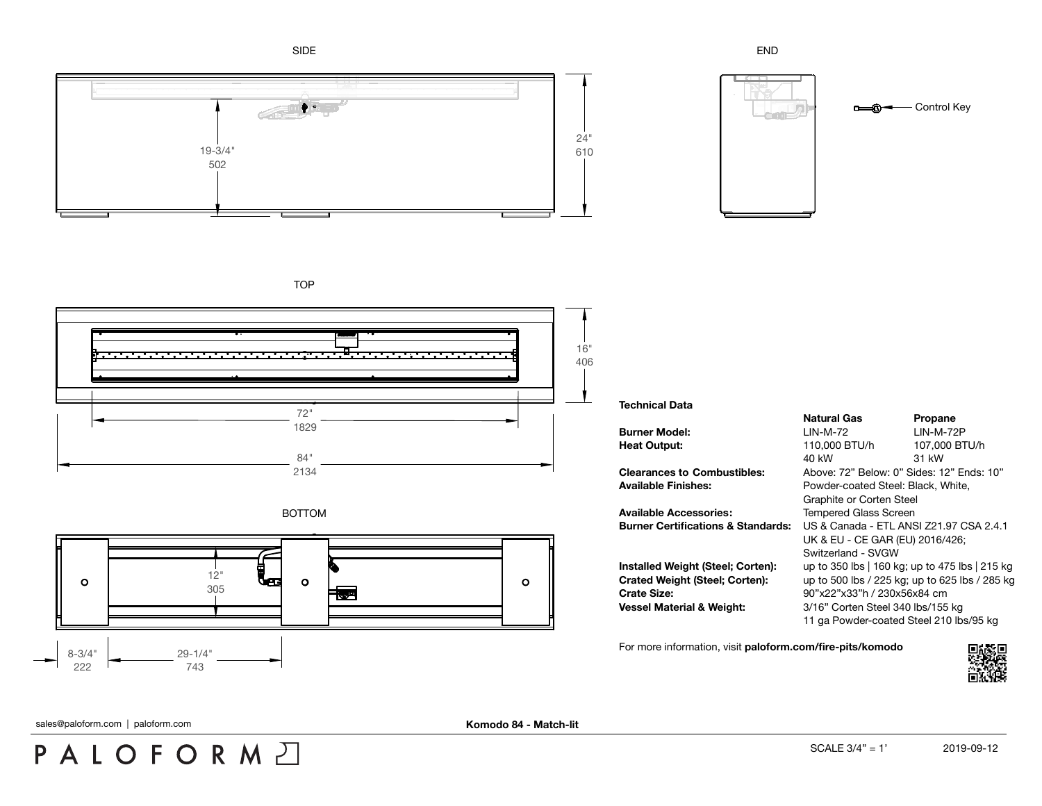SIDE

19-3/4"
502

24"
610

END

Control Key

TOP

16"
406

72"
1829

84"
2134

BOTTOM

12"
305

8-3/4"
222

29-1/4"
743

**Technical Data**

| | **Natural Gas** | **Propane** |
|---|---|---|
| **Burner Model:** | LIN-M-72 | LIN-M-72P |
| **Heat Output:** | 110,000 BTU/h<br>40 kW | 107,000 BTU/h<br>31 kW |
| **Clearances to Combustibles:** | Above: 72" Below: 0" Sides: 12" Ends: 10" | |
| **Available Finishes:** | Powder-coated Steel: Black, White, Graphite or Corten Steel | |
| **Available Accessories:** | Tempered Glass Screen | |
| **Burner Certifications & Standards:** | US & Canada - ETL ANSI Z21.97 CSA 2.4.1<br>UK & EU - CE GAR (EU) 2016/426;<br>Switzerland - SVGW | |
| **Installed Weight (Steel; Corten):** | up to 350 lbs \| 160 kg; up to 475 lbs \| 215 kg | |
| **Crated Weight (Steel; Corten):** | up to 500 lbs / 225 kg; up to 625 lbs / 285 kg | |
| **Crate Size:** | 90"x22"x33"h / 230x56x84 cm | |
| **Vessel Material & Weight:** | 3/16" Corten Steel 340 lbs/155 kg<br>11 ga Powder-coated Steel 210 lbs/95 kg | |

For more information, visit **paloform.com/fire-pits/komodo**

sales@paloform.com | paloform.com

**Komodo 84 - Match-lit**

PALOFORM

SCALE 3/4" = 1'

2019-09-12